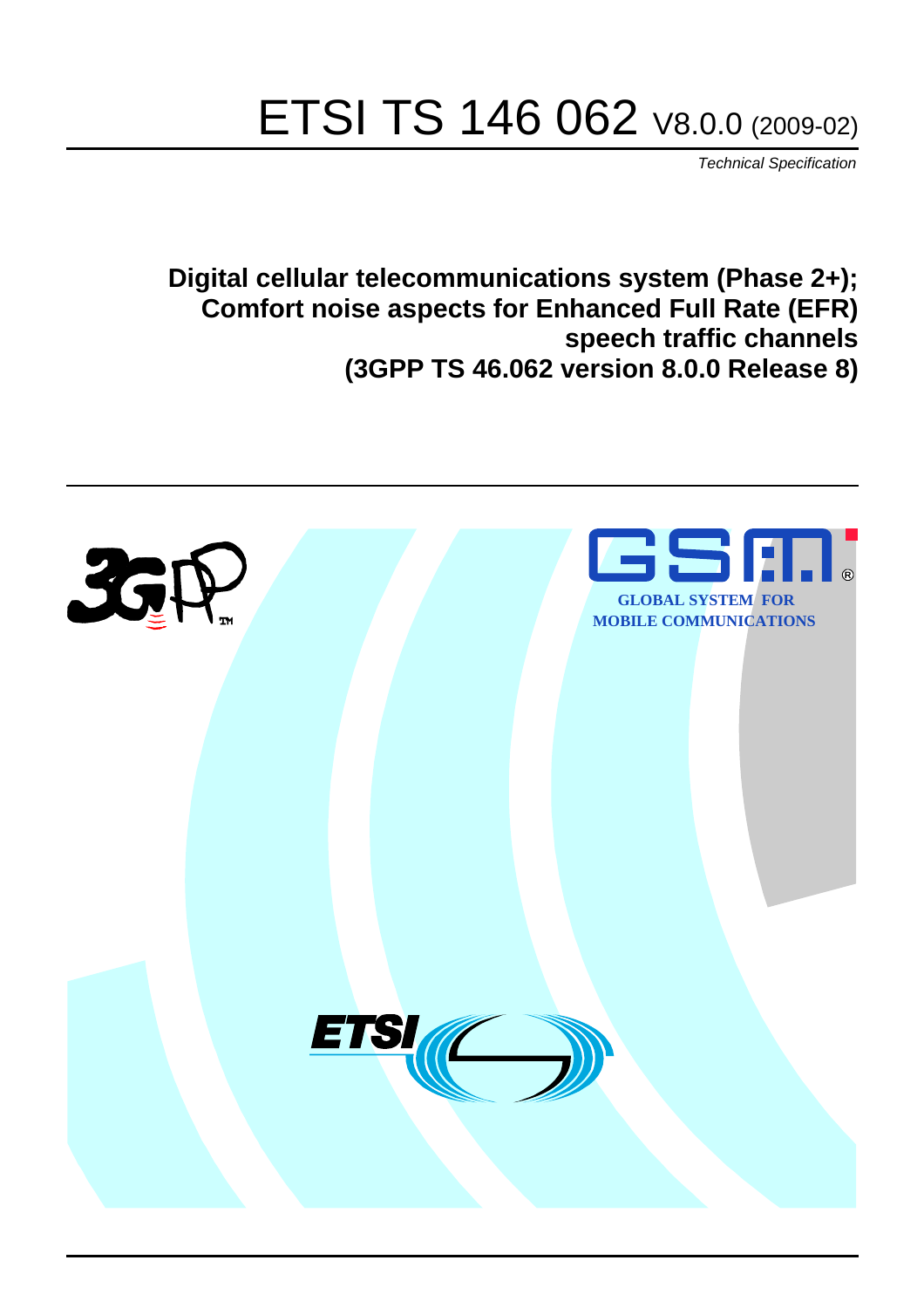# ETSI TS 146 062 V8.0.0 (2009-02)

*Technical Specification*

**Digital cellular telecommunications system (Phase 2+);**
**Comfort noise aspects for Enhanced Full Rate (EFR) speech traffic channels**
**(3GPP TS 46.062 version 8.0.0 Release 8)**

GLOBAL SYSTEM FOR MOBILE COMMUNICATIONS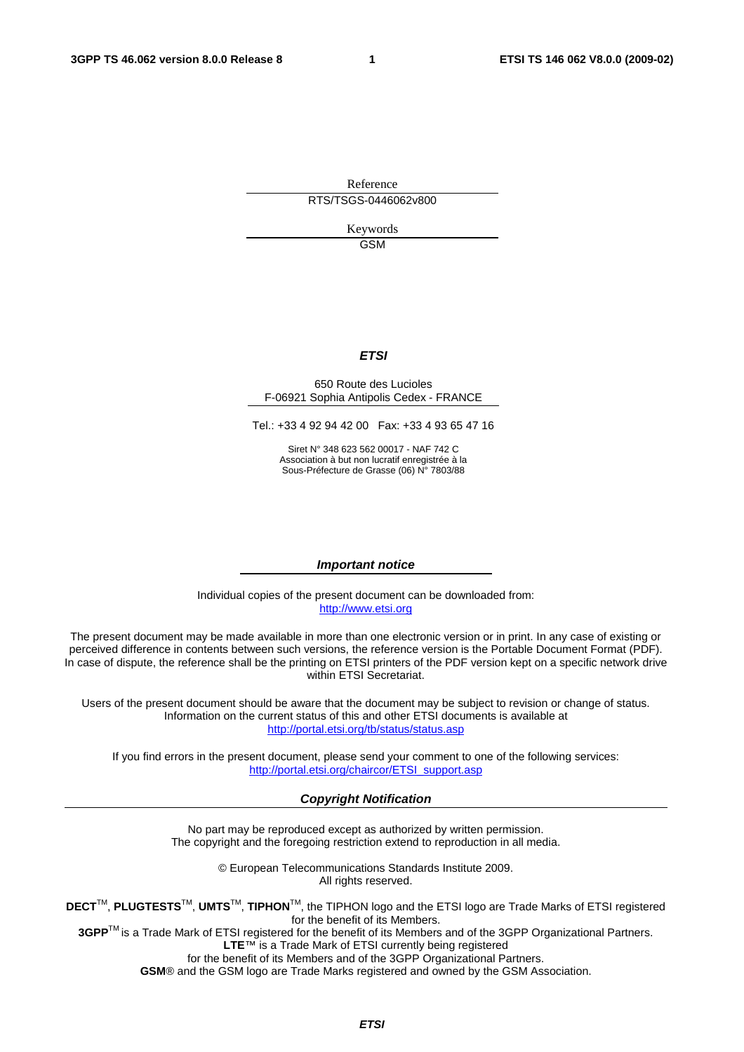Reference

RTS/TSGS-0446062v800

Keywords

GSM

***ETSI***

650 Route des Lucioles
F-06921 Sophia Antipolis Cedex - FRANCE

Tel.: +33 4 92 94 42 00   Fax: +33 4 93 65 47 16

Siret N° 348 623 562 00017 - NAF 742 C
Association à but non lucratif enregistrée à la
Sous-Préfecture de Grasse (06) N° 7803/88

***Important notice***

Individual copies of the present document can be downloaded from:
http://www.etsi.org

The present document may be made available in more than one electronic version or in print. In any case of existing or perceived difference in contents between such versions, the reference version is the Portable Document Format (PDF). In case of dispute, the reference shall be the printing on ETSI printers of the PDF version kept on a specific network drive within ETSI Secretariat.

Users of the present document should be aware that the document may be subject to revision or change of status. Information on the current status of this and other ETSI documents is available at
http://portal.etsi.org/tb/status/status.asp

If you find errors in the present document, please send your comment to one of the following services:
http://portal.etsi.org/chaircor/ETSI_support.asp

***Copyright Notification***

No part may be reproduced except as authorized by written permission.
The copyright and the foregoing restriction extend to reproduction in all media.

© European Telecommunications Standards Institute 2009.
All rights reserved.

**DECT**™, **PLUGTESTS**™, **UMTS**™, **TIPHON**™, the TIPHON logo and the ETSI logo are Trade Marks of ETSI registered for the benefit of its Members.
**3GPP**™ is a Trade Mark of ETSI registered for the benefit of its Members and of the 3GPP Organizational Partners.
**LTE**™ is a Trade Mark of ETSI currently being registered
for the benefit of its Members and of the 3GPP Organizational Partners.
**GSM**® and the GSM logo are Trade Marks registered and owned by the GSM Association.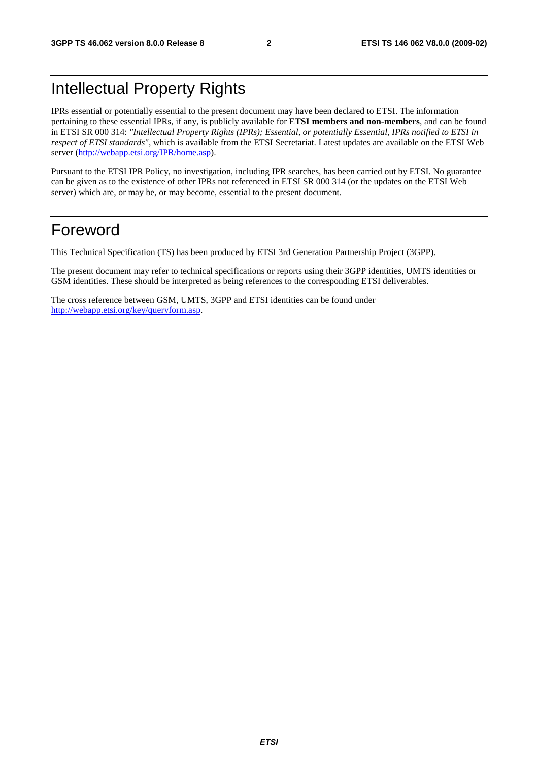# Intellectual Property Rights

IPRs essential or potentially essential to the present document may have been declared to ETSI. The information pertaining to these essential IPRs, if any, is publicly available for **ETSI members and non-members**, and can be found in ETSI SR 000 314: *"Intellectual Property Rights (IPRs); Essential, or potentially Essential, IPRs notified to ETSI in respect of ETSI standards"*, which is available from the ETSI Secretariat. Latest updates are available on the ETSI Web server (http://webapp.etsi.org/IPR/home.asp).

Pursuant to the ETSI IPR Policy, no investigation, including IPR searches, has been carried out by ETSI. No guarantee can be given as to the existence of other IPRs not referenced in ETSI SR 000 314 (or the updates on the ETSI Web server) which are, or may be, or may become, essential to the present document.

# Foreword

This Technical Specification (TS) has been produced by ETSI 3rd Generation Partnership Project (3GPP).

The present document may refer to technical specifications or reports using their 3GPP identities, UMTS identities or GSM identities. These should be interpreted as being references to the corresponding ETSI deliverables.

The cross reference between GSM, UMTS, 3GPP and ETSI identities can be found under http://webapp.etsi.org/key/queryform.asp.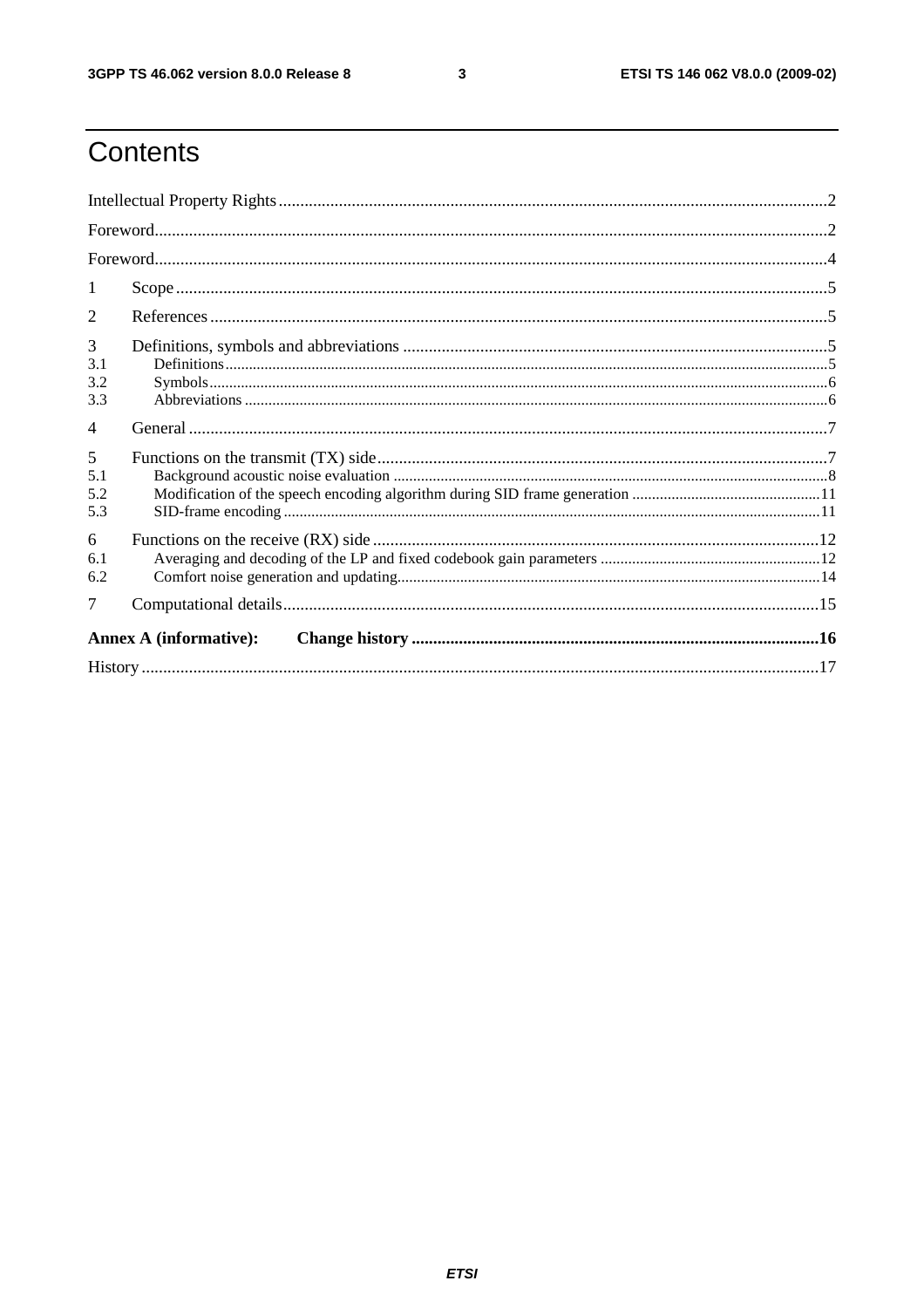# Contents

Intellectual Property Rights ..... 2

Foreword ..... 2

Foreword ..... 4

1 Scope ..... 5

2 References ..... 5

3 Definitions, symbols and abbreviations ..... 5

3.1 Definitions ..... 5

3.2 Symbols ..... 6

3.3 Abbreviations ..... 6

4 General ..... 7

5 Functions on the transmit (TX) side ..... 7

5.1 Background acoustic noise evaluation ..... 8

5.2 Modification of the speech encoding algorithm during SID frame generation ..... 11

5.3 SID-frame encoding ..... 11

6 Functions on the receive (RX) side ..... 12

6.1 Averaging and decoding of the LP and fixed codebook gain parameters ..... 12

6.2 Comfort noise generation and updating ..... 14

7 Computational details ..... 15

**Annex A (informative): Change history ..... 16**

History ..... 17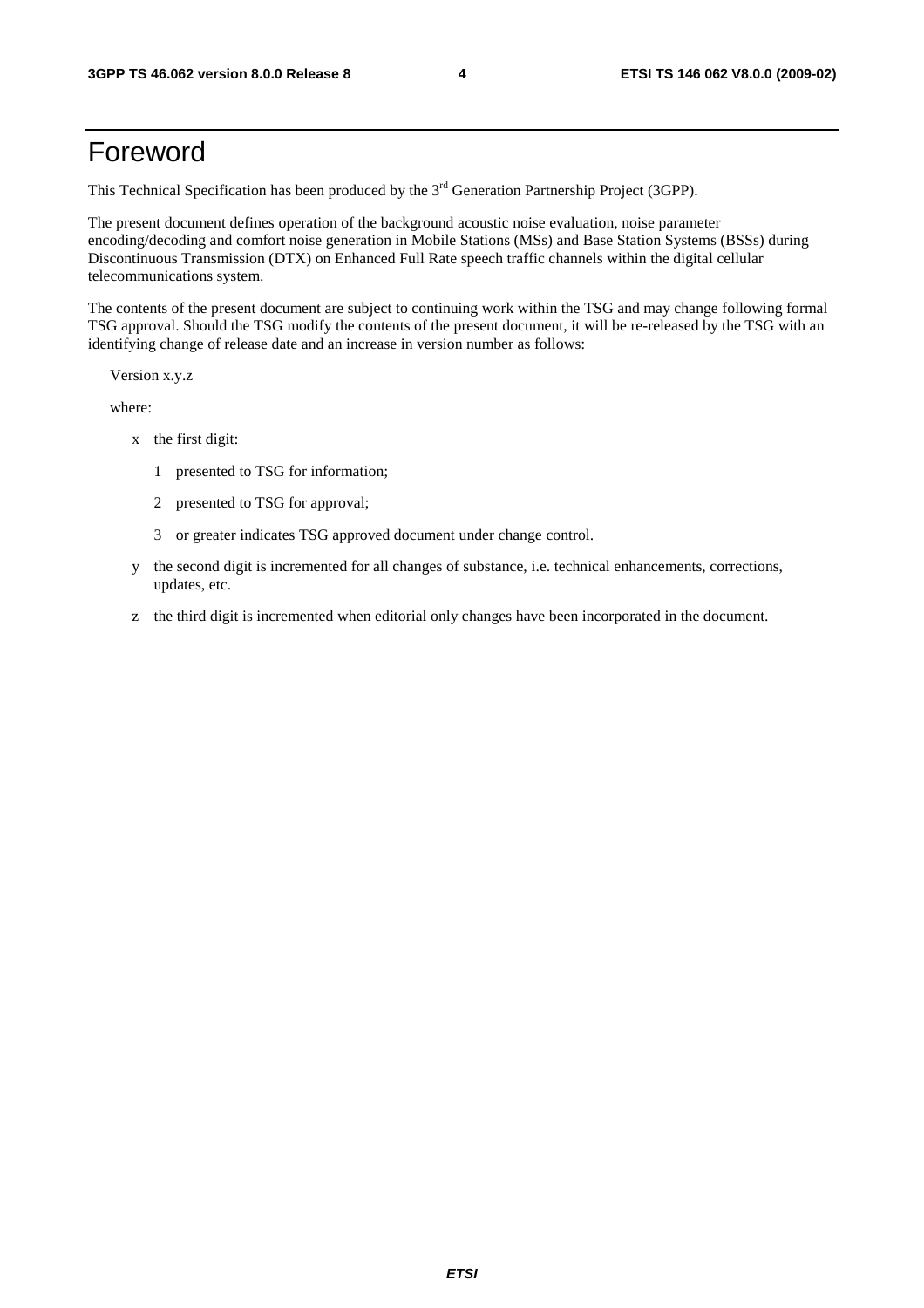# Foreword

This Technical Specification has been produced by the 3rd Generation Partnership Project (3GPP).

The present document defines operation of the background acoustic noise evaluation, noise parameter encoding/decoding and comfort noise generation in Mobile Stations (MSs) and Base Station Systems (BSSs) during Discontinuous Transmission (DTX) on Enhanced Full Rate speech traffic channels within the digital cellular telecommunications system.

The contents of the present document are subject to continuing work within the TSG and may change following formal TSG approval. Should the TSG modify the contents of the present document, it will be re-released by the TSG with an identifying change of release date and an increase in version number as follows:

Version x.y.z

where:

- x the first digit:
  - 1 presented to TSG for information;
  - 2 presented to TSG for approval;
  - 3 or greater indicates TSG approved document under change control.
- y the second digit is incremented for all changes of substance, i.e. technical enhancements, corrections, updates, etc.
- z the third digit is incremented when editorial only changes have been incorporated in the document.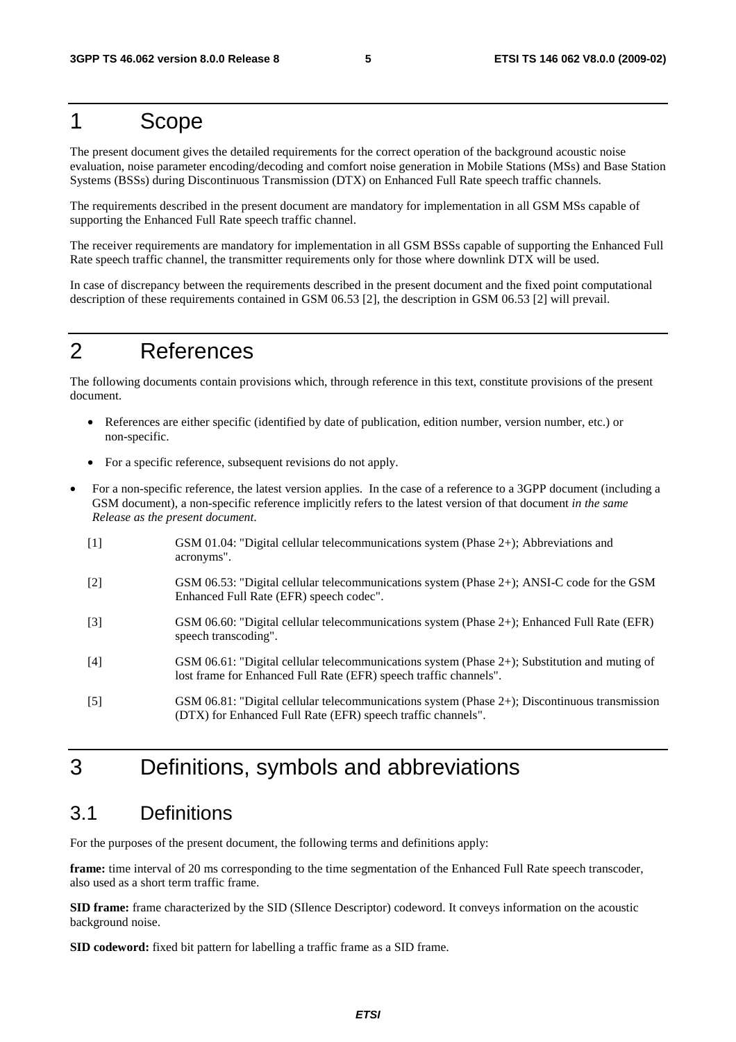# 1 Scope

The present document gives the detailed requirements for the correct operation of the background acoustic noise evaluation, noise parameter encoding/decoding and comfort noise generation in Mobile Stations (MSs) and Base Station Systems (BSSs) during Discontinuous Transmission (DTX) on Enhanced Full Rate speech traffic channels.

The requirements described in the present document are mandatory for implementation in all GSM MSs capable of supporting the Enhanced Full Rate speech traffic channel.

The receiver requirements are mandatory for implementation in all GSM BSSs capable of supporting the Enhanced Full Rate speech traffic channel, the transmitter requirements only for those where downlink DTX will be used.

In case of discrepancy between the requirements described in the present document and the fixed point computational description of these requirements contained in GSM 06.53 [2], the description in GSM 06.53 [2] will prevail.

# 2 References

The following documents contain provisions which, through reference in this text, constitute provisions of the present document.

- References are either specific (identified by date of publication, edition number, version number, etc.) or non-specific.
- For a specific reference, subsequent revisions do not apply.
- For a non-specific reference, the latest version applies. In the case of a reference to a 3GPP document (including a GSM document), a non-specific reference implicitly refers to the latest version of that document *in the same Release as the present document*.

[1] GSM 01.04: "Digital cellular telecommunications system (Phase 2+); Abbreviations and acronyms".

[2] GSM 06.53: "Digital cellular telecommunications system (Phase 2+); ANSI-C code for the GSM Enhanced Full Rate (EFR) speech codec".

[3] GSM 06.60: "Digital cellular telecommunications system (Phase 2+); Enhanced Full Rate (EFR) speech transcoding".

[4] GSM 06.61: "Digital cellular telecommunications system (Phase 2+); Substitution and muting of lost frame for Enhanced Full Rate (EFR) speech traffic channels".

[5] GSM 06.81: "Digital cellular telecommunications system (Phase 2+); Discontinuous transmission (DTX) for Enhanced Full Rate (EFR) speech traffic channels".

# 3 Definitions, symbols and abbreviations

## 3.1 Definitions

For the purposes of the present document, the following terms and definitions apply:

**frame:** time interval of 20 ms corresponding to the time segmentation of the Enhanced Full Rate speech transcoder, also used as a short term traffic frame.

**SID frame:** frame characterized by the SID (SIlence Descriptor) codeword. It conveys information on the acoustic background noise.

**SID codeword:** fixed bit pattern for labelling a traffic frame as a SID frame.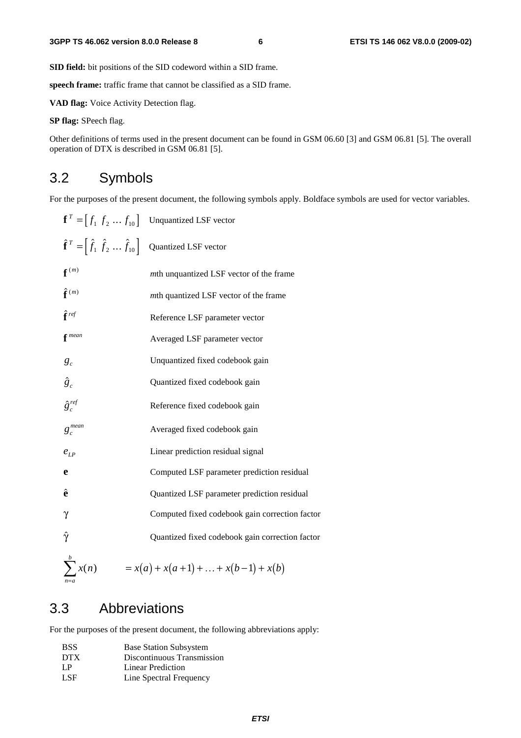**SID field:** bit positions of the SID codeword within a SID frame.

**speech frame:** traffic frame that cannot be classified as a SID frame.

**VAD flag:** Voice Activity Detection flag.

**SP flag:** SPeech flag.

Other definitions of terms used in the present document can be found in GSM 06.60 [3] and GSM 06.81 [5]. The overall operation of DTX is described in GSM 06.81 [5].

## 3.2 Symbols

For the purposes of the present document, the following symbols apply. Boldface symbols are used for vector variables.

| | |
|---|---|
| $\mathbf{f}^T = \left[ f_1 \; f_2 \; \dots \; f_{10} \right]$ | Unquantized LSF vector |
| $\hat{\mathbf{f}}^T = \left[ \hat{f}_1 \; \hat{f}_2 \; \dots \; \hat{f}_{10} \right]$ | Quantized LSF vector |
| $\mathbf{f}^{(m)}$ | *m*th unquantized LSF vector of the frame |
| $\hat{\mathbf{f}}^{(m)}$ | *m*th quantized LSF vector of the frame |
| $\hat{\mathbf{f}}^{ref}$ | Reference LSF parameter vector |
| $\mathbf{f}^{mean}$ | Averaged LSF parameter vector |
| $g_c$ | Unquantized fixed codebook gain |
| $\hat{g}_c$ | Quantized fixed codebook gain |
| $\hat{g}_c^{ref}$ | Reference fixed codebook gain |
| $g_c^{mean}$ | Averaged fixed codebook gain |
| $e_{LP}$ | Linear prediction residual signal |
| $\mathbf{e}$ | Computed LSF parameter prediction residual |
| $\hat{\mathbf{e}}$ | Quantized LSF parameter prediction residual |
| $\gamma$ | Computed fixed codebook gain correction factor |
| $\hat{\gamma}$ | Quantized fixed codebook gain correction factor |

$$\sum_{n=a}^{b} x(n) = x(a) + x(a+1) + \dots + x(b-1) + x(b)$$

## 3.3 Abbreviations

For the purposes of the present document, the following abbreviations apply:

| | |
|---|---|
| BSS | Base Station Subsystem |
| DTX | Discontinuous Transmission |
| LP | Linear Prediction |
| LSF | Line Spectral Frequency |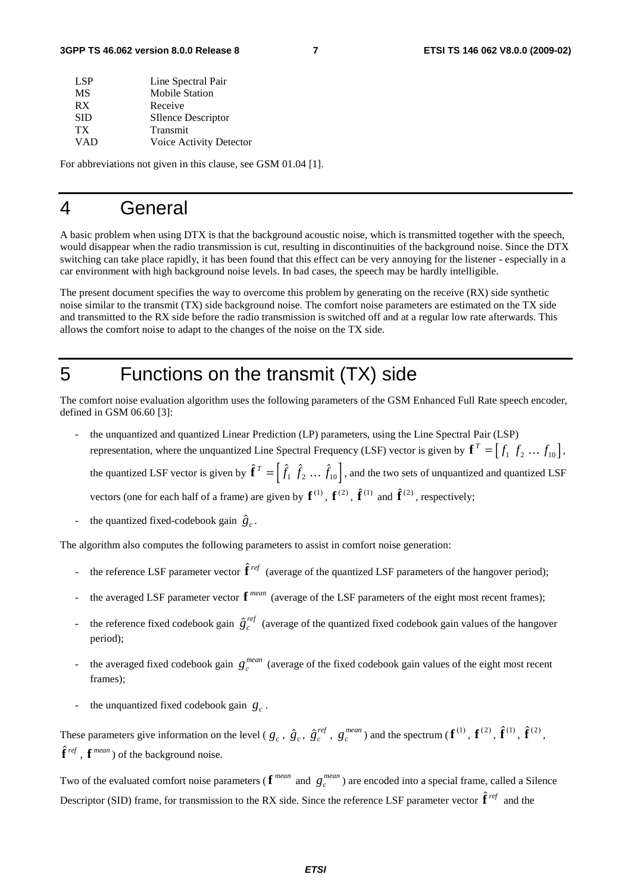| | |
|---|---|
| LSP | Line Spectral Pair |
| MS | Mobile Station |
| RX | Receive |
| SID | SIlence Descriptor |
| TX | Transmit |
| VAD | Voice Activity Detector |

For abbreviations not given in this clause, see GSM 01.04 [1].

# 4 General

A basic problem when using DTX is that the background acoustic noise, which is transmitted together with the speech, would disappear when the radio transmission is cut, resulting in discontinuities of the background noise. Since the DTX switching can take place rapidly, it has been found that this effect can be very annoying for the listener - especially in a car environment with high background noise levels. In bad cases, the speech may be hardly intelligible.

The present document specifies the way to overcome this problem by generating on the receive (RX) side synthetic noise similar to the transmit (TX) side background noise. The comfort noise parameters are estimated on the TX side and transmitted to the RX side before the radio transmission is switched off and at a regular low rate afterwards. This allows the comfort noise to adapt to the changes of the noise on the TX side.

# 5 Functions on the transmit (TX) side

The comfort noise evaluation algorithm uses the following parameters of the GSM Enhanced Full Rate speech encoder, defined in GSM 06.60 [3]:

- the unquantized and quantized Linear Prediction (LP) parameters, using the Line Spectral Pair (LSP) representation, where the unquantized Line Spectral Frequency (LSF) vector is given by $\mathbf{f}^T = \left[ f_1 \; f_2 \; \ldots \; f_{10} \right]$, the quantized LSF vector is given by $\hat{\mathbf{f}}^T = \left[ \hat{f}_1 \; \hat{f}_2 \; \ldots \; \hat{f}_{10} \right]$, and the two sets of unquantized and quantized LSF vectors (one for each half of a frame) are given by $\mathbf{f}^{(1)}$, $\mathbf{f}^{(2)}$, $\hat{\mathbf{f}}^{(1)}$ and $\hat{\mathbf{f}}^{(2)}$, respectively;
- the quantized fixed-codebook gain $\hat{g}_c$.

The algorithm also computes the following parameters to assist in comfort noise generation:

- the reference LSF parameter vector $\hat{\mathbf{f}}^{ref}$ (average of the quantized LSF parameters of the hangover period);
- the averaged LSF parameter vector $\mathbf{f}^{mean}$ (average of the LSF parameters of the eight most recent frames);
- the reference fixed codebook gain $\hat{g}_c^{ref}$ (average of the quantized fixed codebook gain values of the hangover period);
- the averaged fixed codebook gain $g_c^{mean}$ (average of the fixed codebook gain values of the eight most recent frames);
- the unquantized fixed codebook gain $g_c$.

These parameters give information on the level ($g_c$, $\hat{g}_c$, $\hat{g}_c^{ref}$, $g_c^{mean}$) and the spectrum ($\mathbf{f}^{(1)}$, $\mathbf{f}^{(2)}$, $\hat{\mathbf{f}}^{(1)}$, $\hat{\mathbf{f}}^{(2)}$, $\hat{\mathbf{f}}^{ref}$, $\mathbf{f}^{mean}$) of the background noise.

Two of the evaluated comfort noise parameters ($\mathbf{f}^{mean}$ and $g_c^{mean}$) are encoded into a special frame, called a Silence Descriptor (SID) frame, for transmission to the RX side. Since the reference LSF parameter vector $\hat{\mathbf{f}}^{ref}$ and the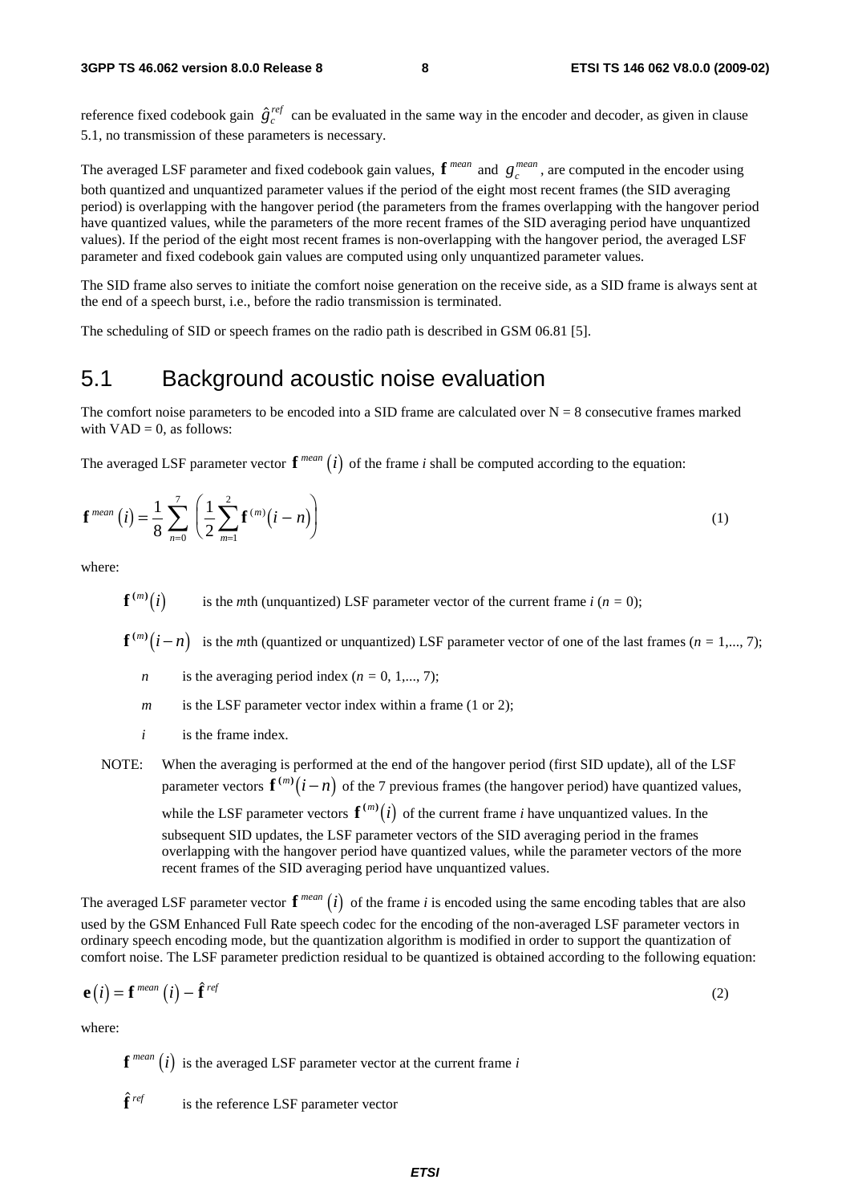reference fixed codebook gain $\hat{g}_c^{ref}$ can be evaluated in the same way in the encoder and decoder, as given in clause 5.1, no transmission of these parameters is necessary.

The averaged LSF parameter and fixed codebook gain values, $\mathbf{f}^{mean}$ and $g_c^{mean}$, are computed in the encoder using both quantized and unquantized parameter values if the period of the eight most recent frames (the SID averaging period) is overlapping with the hangover period (the parameters from the frames overlapping with the hangover period have quantized values, while the parameters of the more recent frames of the SID averaging period have unquantized values). If the period of the eight most recent frames is non-overlapping with the hangover period, the averaged LSF parameter and fixed codebook gain values are computed using only unquantized parameter values.

The SID frame also serves to initiate the comfort noise generation on the receive side, as a SID frame is always sent at the end of a speech burst, i.e., before the radio transmission is terminated.

The scheduling of SID or speech frames on the radio path is described in GSM 06.81 [5].

## 5.1 Background acoustic noise evaluation

The comfort noise parameters to be encoded into a SID frame are calculated over N = 8 consecutive frames marked with VAD = 0, as follows:

The averaged LSF parameter vector $\mathbf{f}^{mean}(i)$ of the frame *i* shall be computed according to the equation:

$$\mathbf{f}^{mean}(i) = \frac{1}{8}\sum_{n=0}^{7}\left(\frac{1}{2}\sum_{m=1}^{2}\mathbf{f}^{(m)}(i-n)\right) \tag{1}$$

where:

$\mathbf{f}^{(m)}(i)$ is the *m*th (unquantized) LSF parameter vector of the current frame *i* ($n = 0$);

$\mathbf{f}^{(m)}(i-n)$ is the *m*th (quantized or unquantized) LSF parameter vector of one of the last frames ($n = 1,..., 7$);

$n$ is the averaging period index ($n = 0, 1,..., 7$);

$m$ is the LSF parameter vector index within a frame (1 or 2);

$i$ is the frame index.

NOTE: When the averaging is performed at the end of the hangover period (first SID update), all of the LSF parameter vectors $\mathbf{f}^{(m)}(i-n)$ of the 7 previous frames (the hangover period) have quantized values, while the LSF parameter vectors $\mathbf{f}^{(m)}(i)$ of the current frame *i* have unquantized values. In the subsequent SID updates, the LSF parameter vectors of the SID averaging period in the frames overlapping with the hangover period have quantized values, while the parameter vectors of the more recent frames of the SID averaging period have unquantized values.

The averaged LSF parameter vector $\mathbf{f}^{mean}(i)$ of the frame *i* is encoded using the same encoding tables that are also used by the GSM Enhanced Full Rate speech codec for the encoding of the non-averaged LSF parameter vectors in ordinary speech encoding mode, but the quantization algorithm is modified in order to support the quantization of comfort noise. The LSF parameter prediction residual to be quantized is obtained according to the following equation:

$$\mathbf{e}(i) = \mathbf{f}^{mean}(i) - \hat{\mathbf{f}}^{ref} \tag{2}$$

where:

$\mathbf{f}^{mean}(i)$ is the averaged LSF parameter vector at the current frame *i*

$\hat{\mathbf{f}}^{ref}$ is the reference LSF parameter vector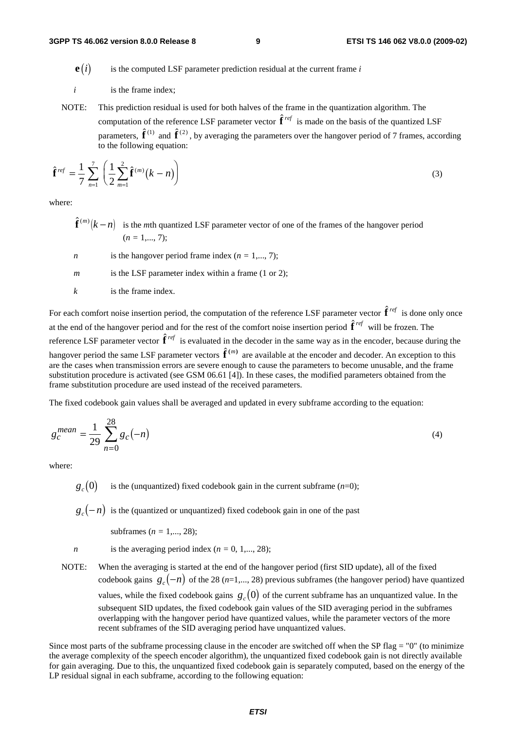$\mathbf{e}(i)$ is the computed LSF parameter prediction residual at the current frame $i$

$i$ is the frame index;

NOTE: This prediction residual is used for both halves of the frame in the quantization algorithm. The computation of the reference LSF parameter vector $\hat{\mathbf{f}}^{ref}$ is made on the basis of the quantized LSF parameters, $\hat{\mathbf{f}}^{(1)}$ and $\hat{\mathbf{f}}^{(2)}$, by averaging the parameters over the hangover period of 7 frames, according to the following equation:

$$\hat{\mathbf{f}}^{ref} = \frac{1}{7}\sum_{n=1}^{7}\left(\frac{1}{2}\sum_{m=1}^{2}\hat{\mathbf{f}}^{(m)}(k-n)\right) \tag{3}$$

where:

$\hat{\mathbf{f}}^{(m)}(k-n)$ is the $m$th quantized LSF parameter vector of one of the frames of the hangover period ($n$ = 1,..., 7);

$n$ is the hangover period frame index ($n$ = 1,..., 7);

$m$ is the LSF parameter index within a frame (1 or 2);

$k$ is the frame index.

For each comfort noise insertion period, the computation of the reference LSF parameter vector $\hat{\mathbf{f}}^{ref}$ is done only once at the end of the hangover period and for the rest of the comfort noise insertion period $\hat{\mathbf{f}}^{ref}$ will be frozen. The reference LSF parameter vector $\hat{\mathbf{f}}^{ref}$ is evaluated in the decoder in the same way as in the encoder, because during the hangover period the same LSF parameter vectors $\hat{\mathbf{f}}^{(m)}$ are available at the encoder and decoder. An exception to this are the cases when transmission errors are severe enough to cause the parameters to become unusable, and the frame substitution procedure is activated (see GSM 06.61 [4]). In these cases, the modified parameters obtained from the frame substitution procedure are used instead of the received parameters.

The fixed codebook gain values shall be averaged and updated in every subframe according to the equation:

$$g_c^{mean} = \frac{1}{29}\sum_{n=0}^{28} g_c(-n) \tag{4}$$

where:

$g_c(0)$ is the (unquantized) fixed codebook gain in the current subframe ($n$=0);

$g_c(-n)$ is the (quantized or unquantized) fixed codebook gain in one of the past subframes ($n$ = 1,..., 28);

$n$ is the averaging period index ($n$ = 0, 1,..., 28);

NOTE: When the averaging is started at the end of the hangover period (first SID update), all of the fixed codebook gains $g_c(-n)$ of the 28 ($n$=1,..., 28) previous subframes (the hangover period) have quantized values, while the fixed codebook gains $g_c(0)$ of the current subframe has an unquantized value. In the subsequent SID updates, the fixed codebook gain values of the SID averaging period in the subframes overlapping with the hangover period have quantized values, while the parameter vectors of the more recent subframes of the SID averaging period have unquantized values.

Since most parts of the subframe processing clause in the encoder are switched off when the SP flag = "0" (to minimize the average complexity of the speech encoder algorithm), the unquantized fixed codebook gain is not directly available for gain averaging. Due to this, the unquantized fixed codebook gain is separately computed, based on the energy of the LP residual signal in each subframe, according to the following equation: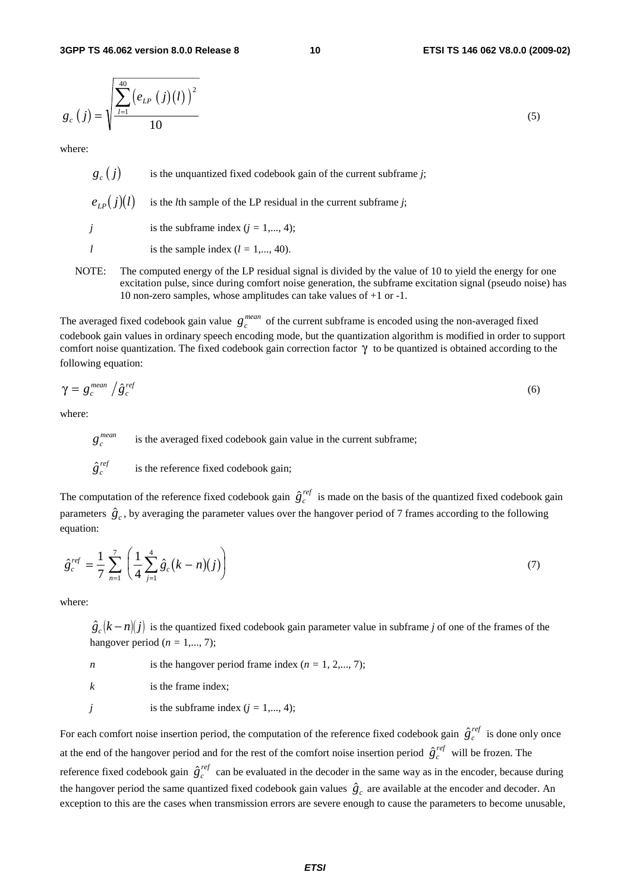$$g_c(j) = \sqrt{\frac{\sum_{l=1}^{40}\left(e_{LP}(j)(l)\right)^2}{10}} \tag{5}$$

where:

$g_c(j)$ is the unquantized fixed codebook gain of the current subframe *j*;

$e_{LP}(j)(l)$ is the *l*th sample of the LP residual in the current subframe *j*;

$j$ is the subframe index ($j$ = 1,..., 4);

$l$ is the sample index ($l$ = 1,..., 40).

NOTE: The computed energy of the LP residual signal is divided by the value of 10 to yield the energy for one excitation pulse, since during comfort noise generation, the subframe excitation signal (pseudo noise) has 10 non-zero samples, whose amplitudes can take values of +1 or -1.

The averaged fixed codebook gain value $g_c^{mean}$ of the current subframe is encoded using the non-averaged fixed codebook gain values in ordinary speech encoding mode, but the quantization algorithm is modified in order to support comfort noise quantization. The fixed codebook gain correction factor $\gamma$ to be quantized is obtained according to the following equation:

$$\gamma = g_c^{mean} \,/\, \hat{g}_c^{ref} \tag{6}$$

where:

$g_c^{mean}$ is the averaged fixed codebook gain value in the current subframe;

$\hat{g}_c^{ref}$ is the reference fixed codebook gain;

The computation of the reference fixed codebook gain $\hat{g}_c^{ref}$ is made on the basis of the quantized fixed codebook gain parameters $\hat{g}_c$, by averaging the parameter values over the hangover period of 7 frames according to the following equation:

$$\hat{g}_c^{ref} = \frac{1}{7}\sum_{n=1}^{7}\left(\frac{1}{4}\sum_{j=1}^{4}\hat{g}_c(k-n)(j)\right) \tag{7}$$

where:

$\hat{g}_c(k-n)(j)$ is the quantized fixed codebook gain parameter value in subframe *j* of one of the frames of the hangover period ($n$ = 1,..., 7);

$n$ is the hangover period frame index ($n$ = 1, 2,..., 7);

$k$ is the frame index;

$j$ is the subframe index ($j$ = 1,..., 4);

For each comfort noise insertion period, the computation of the reference fixed codebook gain $\hat{g}_c^{ref}$ is done only once at the end of the hangover period and for the rest of the comfort noise insertion period $\hat{g}_c^{ref}$ will be frozen. The reference fixed codebook gain $\hat{g}_c^{ref}$ can be evaluated in the decoder in the same way as in the encoder, because during the hangover period the same quantized fixed codebook gain values $\hat{g}_c$ are available at the encoder and decoder. An exception to this are the cases when transmission errors are severe enough to cause the parameters to become unusable,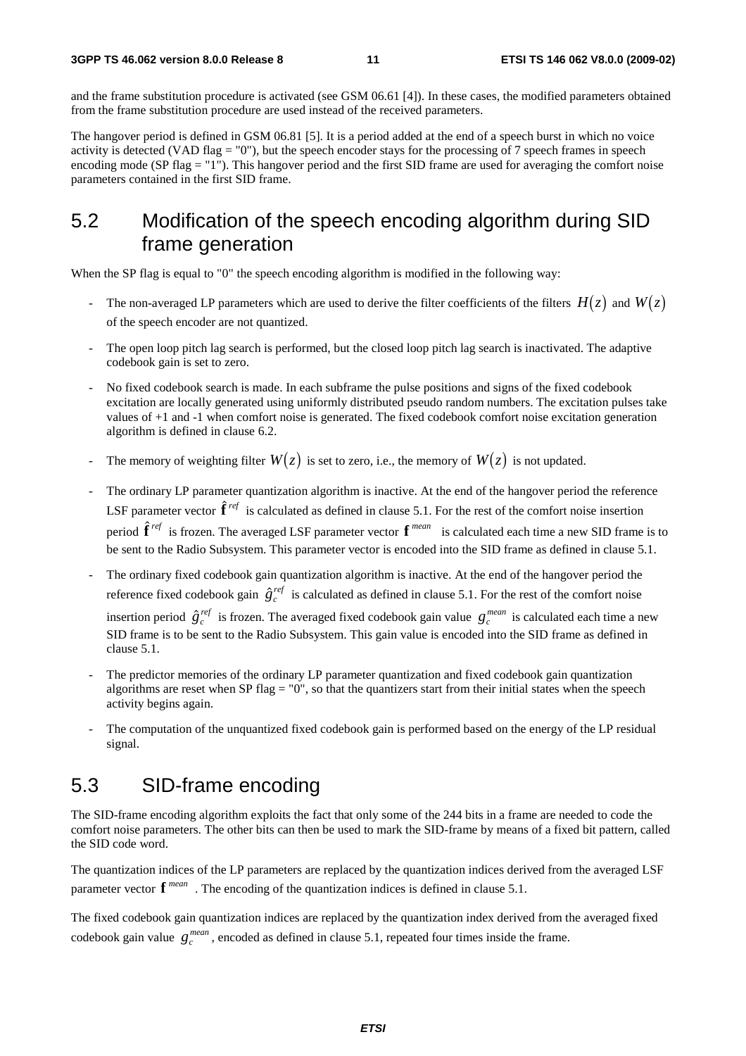and the frame substitution procedure is activated (see GSM 06.61 [4]). In these cases, the modified parameters obtained from the frame substitution procedure are used instead of the received parameters.

The hangover period is defined in GSM 06.81 [5]. It is a period added at the end of a speech burst in which no voice activity is detected (VAD flag = "0"), but the speech encoder stays for the processing of 7 speech frames in speech encoding mode (SP flag = "1"). This hangover period and the first SID frame are used for averaging the comfort noise parameters contained in the first SID frame.

## 5.2 Modification of the speech encoding algorithm during SID frame generation

When the SP flag is equal to "0" the speech encoding algorithm is modified in the following way:

- The non-averaged LP parameters which are used to derive the filter coefficients of the filters $H(z)$ and $W(z)$ of the speech encoder are not quantized.
- The open loop pitch lag search is performed, but the closed loop pitch lag search is inactivated. The adaptive codebook gain is set to zero.
- No fixed codebook search is made. In each subframe the pulse positions and signs of the fixed codebook excitation are locally generated using uniformly distributed pseudo random numbers. The excitation pulses take values of +1 and -1 when comfort noise is generated. The fixed codebook comfort noise excitation generation algorithm is defined in clause 6.2.
- The memory of weighting filter $W(z)$ is set to zero, i.e., the memory of $W(z)$ is not updated.
- The ordinary LP parameter quantization algorithm is inactive. At the end of the hangover period the reference LSF parameter vector $\hat{\mathbf{f}}^{ref}$ is calculated as defined in clause 5.1. For the rest of the comfort noise insertion period $\hat{\mathbf{f}}^{ref}$ is frozen. The averaged LSF parameter vector $\mathbf{f}^{mean}$ is calculated each time a new SID frame is to be sent to the Radio Subsystem. This parameter vector is encoded into the SID frame as defined in clause 5.1.
- The ordinary fixed codebook gain quantization algorithm is inactive. At the end of the hangover period the reference fixed codebook gain $\hat{g}_c^{ref}$ is calculated as defined in clause 5.1. For the rest of the comfort noise insertion period $\hat{g}_c^{ref}$ is frozen. The averaged fixed codebook gain value $g_c^{mean}$ is calculated each time a new SID frame is to be sent to the Radio Subsystem. This gain value is encoded into the SID frame as defined in clause 5.1.
- The predictor memories of the ordinary LP parameter quantization and fixed codebook gain quantization algorithms are reset when SP flag = "0", so that the quantizers start from their initial states when the speech activity begins again.
- The computation of the unquantized fixed codebook gain is performed based on the energy of the LP residual signal.

## 5.3 SID-frame encoding

The SID-frame encoding algorithm exploits the fact that only some of the 244 bits in a frame are needed to code the comfort noise parameters. The other bits can then be used to mark the SID-frame by means of a fixed bit pattern, called the SID code word.

The quantization indices of the LP parameters are replaced by the quantization indices derived from the averaged LSF parameter vector $\mathbf{f}^{mean}$ . The encoding of the quantization indices is defined in clause 5.1.

The fixed codebook gain quantization indices are replaced by the quantization index derived from the averaged fixed codebook gain value $g_c^{mean}$, encoded as defined in clause 5.1, repeated four times inside the frame.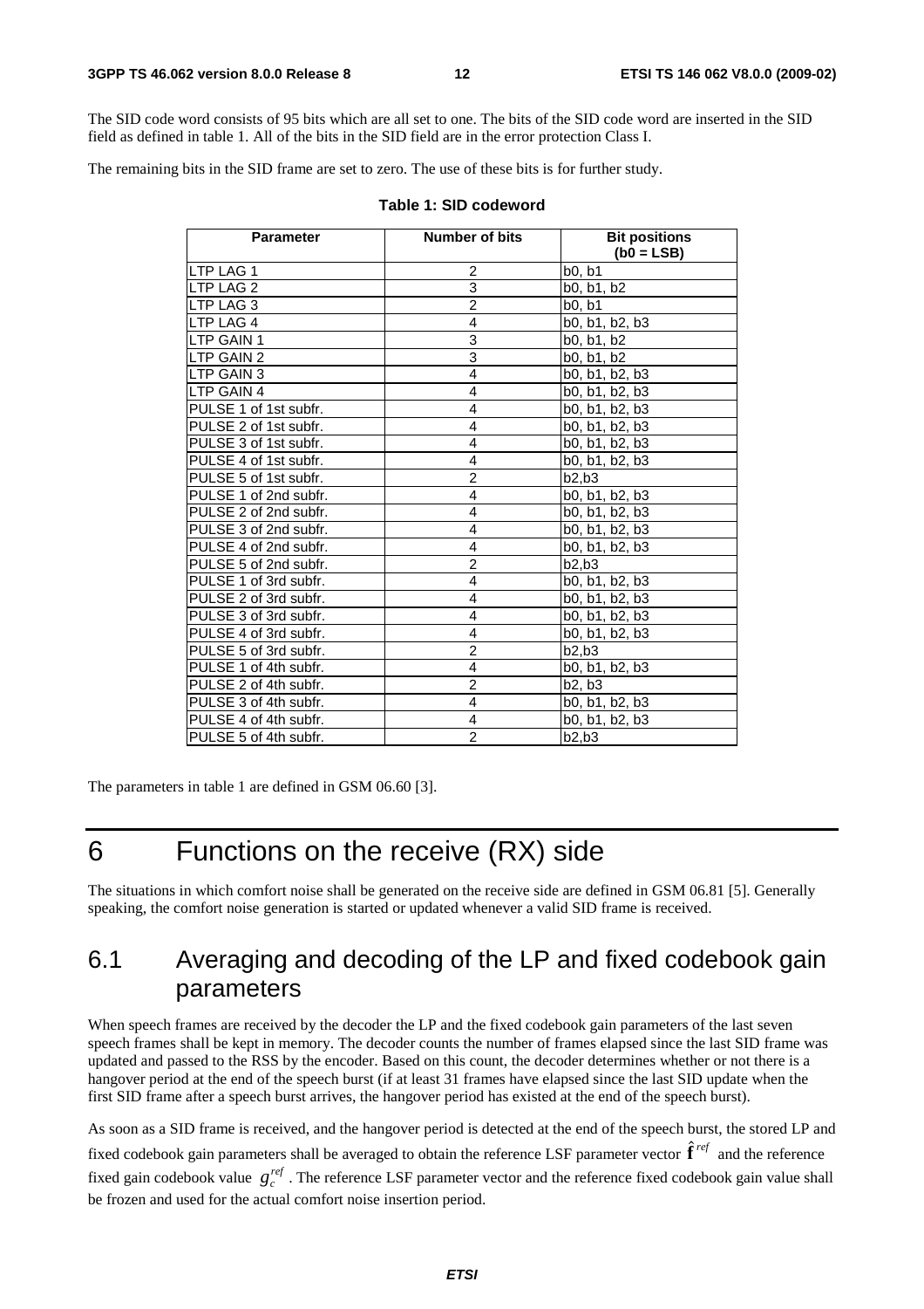The SID code word consists of 95 bits which are all set to one. The bits of the SID code word are inserted in the SID field as defined in table 1. All of the bits in the SID field are in the error protection Class I.

The remaining bits in the SID frame are set to zero. The use of these bits is for further study.

**Table 1: SID codeword**

| Parameter | Number of bits | Bit positions (b0 = LSB) |
|---|---|---|
| LTP LAG 1 | 2 | b0, b1 |
| LTP LAG 2 | 3 | b0, b1, b2 |
| LTP LAG 3 | 2 | b0, b1 |
| LTP LAG 4 | 4 | b0, b1, b2, b3 |
| LTP GAIN 1 | 3 | b0, b1, b2 |
| LTP GAIN 2 | 3 | b0, b1, b2 |
| LTP GAIN 3 | 4 | b0, b1, b2, b3 |
| LTP GAIN 4 | 4 | b0, b1, b2, b3 |
| PULSE 1 of 1st subfr. | 4 | b0, b1, b2, b3 |
| PULSE 2 of 1st subfr. | 4 | b0, b1, b2, b3 |
| PULSE 3 of 1st subfr. | 4 | b0, b1, b2, b3 |
| PULSE 4 of 1st subfr. | 4 | b0, b1, b2, b3 |
| PULSE 5 of 1st subfr. | 2 | b2,b3 |
| PULSE 1 of 2nd subfr. | 4 | b0, b1, b2, b3 |
| PULSE 2 of 2nd subfr. | 4 | b0, b1, b2, b3 |
| PULSE 3 of 2nd subfr. | 4 | b0, b1, b2, b3 |
| PULSE 4 of 2nd subfr. | 4 | b0, b1, b2, b3 |
| PULSE 5 of 2nd subfr. | 2 | b2,b3 |
| PULSE 1 of 3rd subfr. | 4 | b0, b1, b2, b3 |
| PULSE 2 of 3rd subfr. | 4 | b0, b1, b2, b3 |
| PULSE 3 of 3rd subfr. | 4 | b0, b1, b2, b3 |
| PULSE 4 of 3rd subfr. | 4 | b0, b1, b2, b3 |
| PULSE 5 of 3rd subfr. | 2 | b2,b3 |
| PULSE 1 of 4th subfr. | 4 | b0, b1, b2, b3 |
| PULSE 2 of 4th subfr. | 2 | b2, b3 |
| PULSE 3 of 4th subfr. | 4 | b0, b1, b2, b3 |
| PULSE 4 of 4th subfr. | 4 | b0, b1, b2, b3 |
| PULSE 5 of 4th subfr. | 2 | b2,b3 |

The parameters in table 1 are defined in GSM 06.60 [3].

# 6 Functions on the receive (RX) side

The situations in which comfort noise shall be generated on the receive side are defined in GSM 06.81 [5]. Generally speaking, the comfort noise generation is started or updated whenever a valid SID frame is received.

## 6.1 Averaging and decoding of the LP and fixed codebook gain parameters

When speech frames are received by the decoder the LP and the fixed codebook gain parameters of the last seven speech frames shall be kept in memory. The decoder counts the number of frames elapsed since the last SID frame was updated and passed to the RSS by the encoder. Based on this count, the decoder determines whether or not there is a hangover period at the end of the speech burst (if at least 31 frames have elapsed since the last SID update when the first SID frame after a speech burst arrives, the hangover period has existed at the end of the speech burst).

As soon as a SID frame is received, and the hangover period is detected at the end of the speech burst, the stored LP and fixed codebook gain parameters shall be averaged to obtain the reference LSF parameter vector $\hat{\mathbf{f}}^{ref}$ and the reference fixed gain codebook value $g_c^{ref}$. The reference LSF parameter vector and the reference fixed codebook gain value shall be frozen and used for the actual comfort noise insertion period.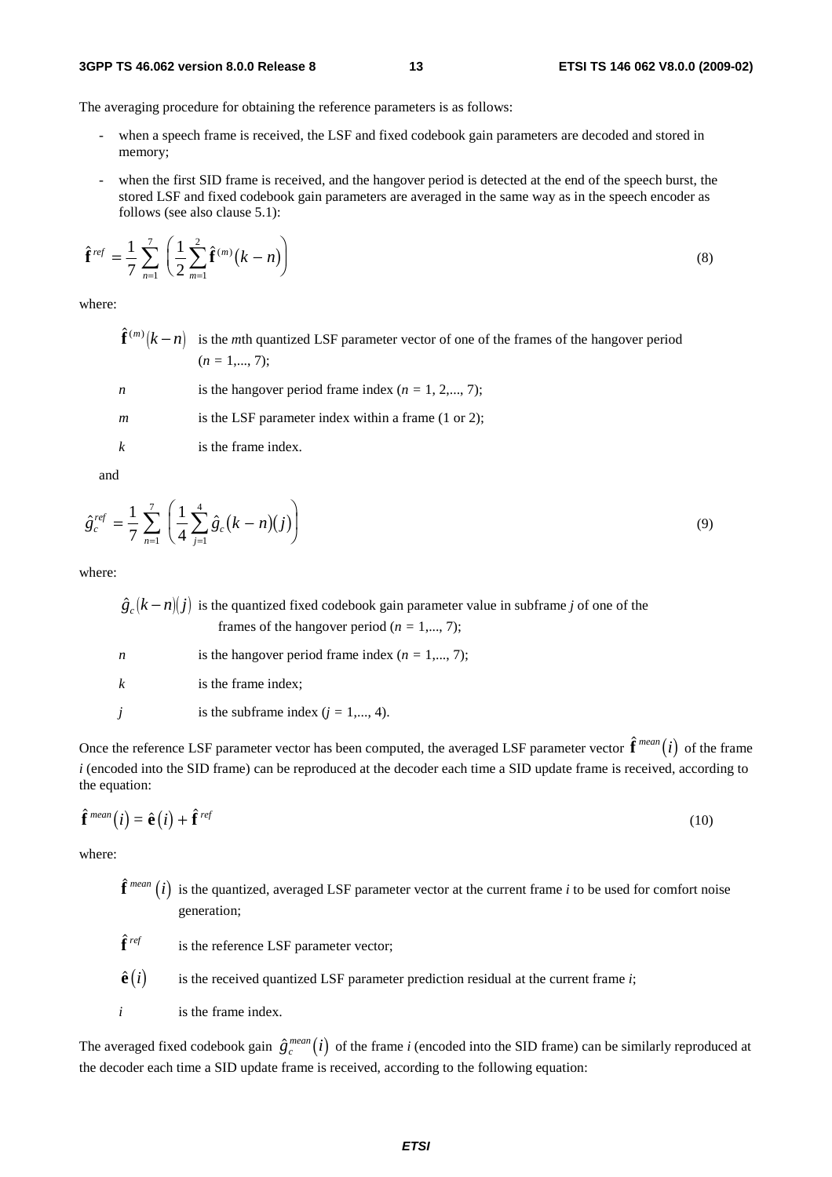The averaging procedure for obtaining the reference parameters is as follows:

- when a speech frame is received, the LSF and fixed codebook gain parameters are decoded and stored in memory;
- when the first SID frame is received, and the hangover period is detected at the end of the speech burst, the stored LSF and fixed codebook gain parameters are averaged in the same way as in the speech encoder as follows (see also clause 5.1):

$$\hat{\mathbf{f}}^{ref} = \frac{1}{7}\sum_{n=1}^{7}\left(\frac{1}{2}\sum_{m=1}^{2}\hat{\mathbf{f}}^{(m)}(k-n)\right) \tag{8}$$

where:

$\hat{\mathbf{f}}^{(m)}(k-n)$ is the *m*th quantized LSF parameter vector of one of the frames of the hangover period ($n = 1,..., 7$);

$n$ is the hangover period frame index ($n = 1, 2,..., 7$);

$m$ is the LSF parameter index within a frame (1 or 2);

$k$ is the frame index.

and

$$\hat{g}_c^{ref} = \frac{1}{7}\sum_{n=1}^{7}\left(\frac{1}{4}\sum_{j=1}^{4}\hat{g}_c(k-n)(j)\right) \tag{9}$$

where:

$\hat{g}_c(k-n)(j)$ is the quantized fixed codebook gain parameter value in subframe *j* of one of the frames of the hangover period ($n = 1,..., 7$);

$n$ is the hangover period frame index ($n = 1,..., 7$);

$k$ is the frame index;

$j$ is the subframe index ($j = 1,..., 4$).

Once the reference LSF parameter vector has been computed, the averaged LSF parameter vector $\hat{\mathbf{f}}^{mean}(i)$ of the frame *i* (encoded into the SID frame) can be reproduced at the decoder each time a SID update frame is received, according to the equation:

$$\hat{\mathbf{f}}^{mean}(i) = \hat{\mathbf{e}}(i) + \hat{\mathbf{f}}^{ref} \tag{10}$$

where:

$\hat{\mathbf{f}}^{mean}(i)$ is the quantized, averaged LSF parameter vector at the current frame *i* to be used for comfort noise generation;

$\hat{\mathbf{f}}^{ref}$ is the reference LSF parameter vector;

$\hat{\mathbf{e}}(i)$ is the received quantized LSF parameter prediction residual at the current frame *i*;

$i$ is the frame index.

The averaged fixed codebook gain $\hat{g}_c^{mean}(i)$ of the frame *i* (encoded into the SID frame) can be similarly reproduced at the decoder each time a SID update frame is received, according to the following equation: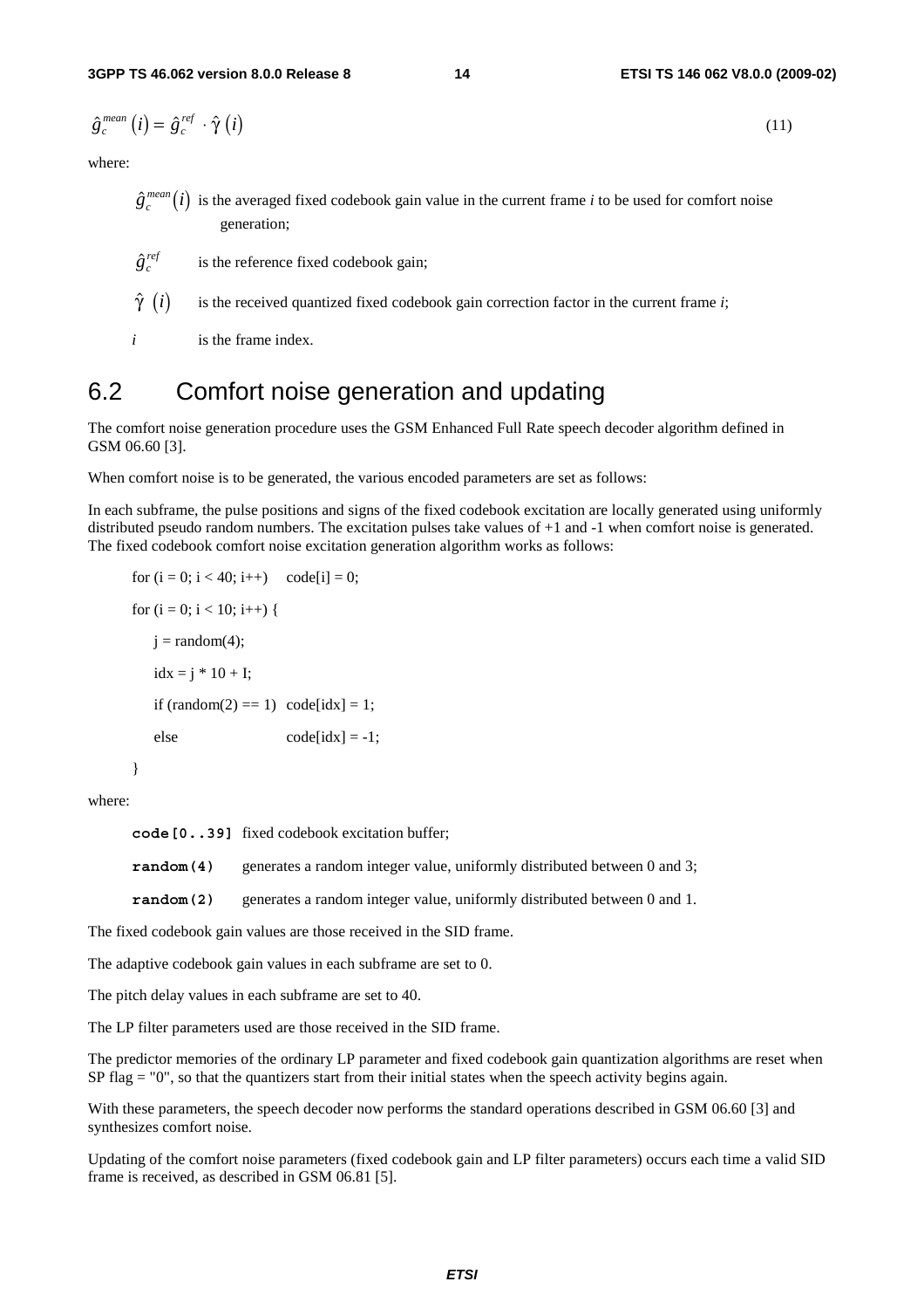$$\hat{g}_c^{mean}(i) = \hat{g}_c^{ref} \cdot \hat{\gamma}(i) \tag{11}$$

where:

$\hat{g}_c^{mean}(i)$ is the averaged fixed codebook gain value in the current frame *i* to be used for comfort noise generation;

$\hat{g}_c^{ref}$ is the reference fixed codebook gain;

$\hat{\gamma}(i)$ is the received quantized fixed codebook gain correction factor in the current frame *i*;

*i* is the frame index.

## 6.2 Comfort noise generation and updating

The comfort noise generation procedure uses the GSM Enhanced Full Rate speech decoder algorithm defined in GSM 06.60 [3].

When comfort noise is to be generated, the various encoded parameters are set as follows:

In each subframe, the pulse positions and signs of the fixed codebook excitation are locally generated using uniformly distributed pseudo random numbers. The excitation pulses take values of +1 and -1 when comfort noise is generated. The fixed codebook comfort noise excitation generation algorithm works as follows:

```
for (i = 0; i < 40; i++)    code[i] = 0;

for (i = 0; i < 10; i++) {
    j = random(4);
    idx = j * 10 + I;
    if (random(2) == 1)  code[idx] = 1;
    else                 code[idx] = -1;
}
```

where:

**code[0..39]** fixed codebook excitation buffer;

**random(4)** generates a random integer value, uniformly distributed between 0 and 3;

**random(2)** generates a random integer value, uniformly distributed between 0 and 1.

The fixed codebook gain values are those received in the SID frame.

The adaptive codebook gain values in each subframe are set to 0.

The pitch delay values in each subframe are set to 40.

The LP filter parameters used are those received in the SID frame.

The predictor memories of the ordinary LP parameter and fixed codebook gain quantization algorithms are reset when SP flag = "0", so that the quantizers start from their initial states when the speech activity begins again.

With these parameters, the speech decoder now performs the standard operations described in GSM 06.60 [3] and synthesizes comfort noise.

Updating of the comfort noise parameters (fixed codebook gain and LP filter parameters) occurs each time a valid SID frame is received, as described in GSM 06.81 [5].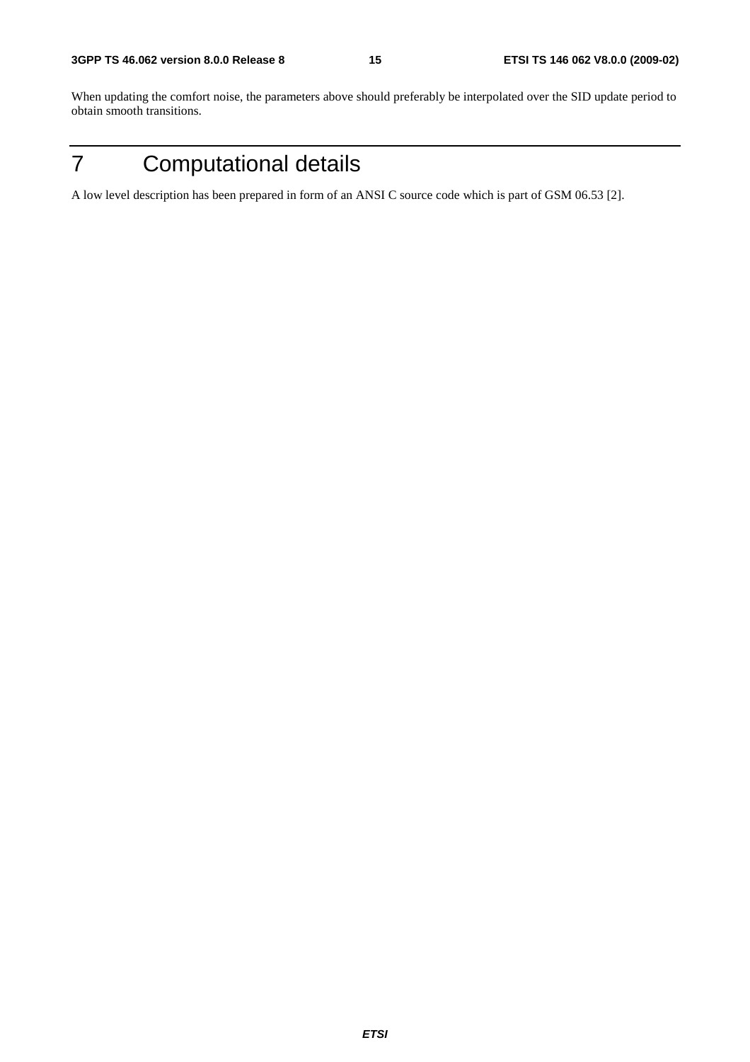When updating the comfort noise, the parameters above should preferably be interpolated over the SID update period to obtain smooth transitions.

# 7 Computational details

A low level description has been prepared in form of an ANSI C source code which is part of GSM 06.53 [2].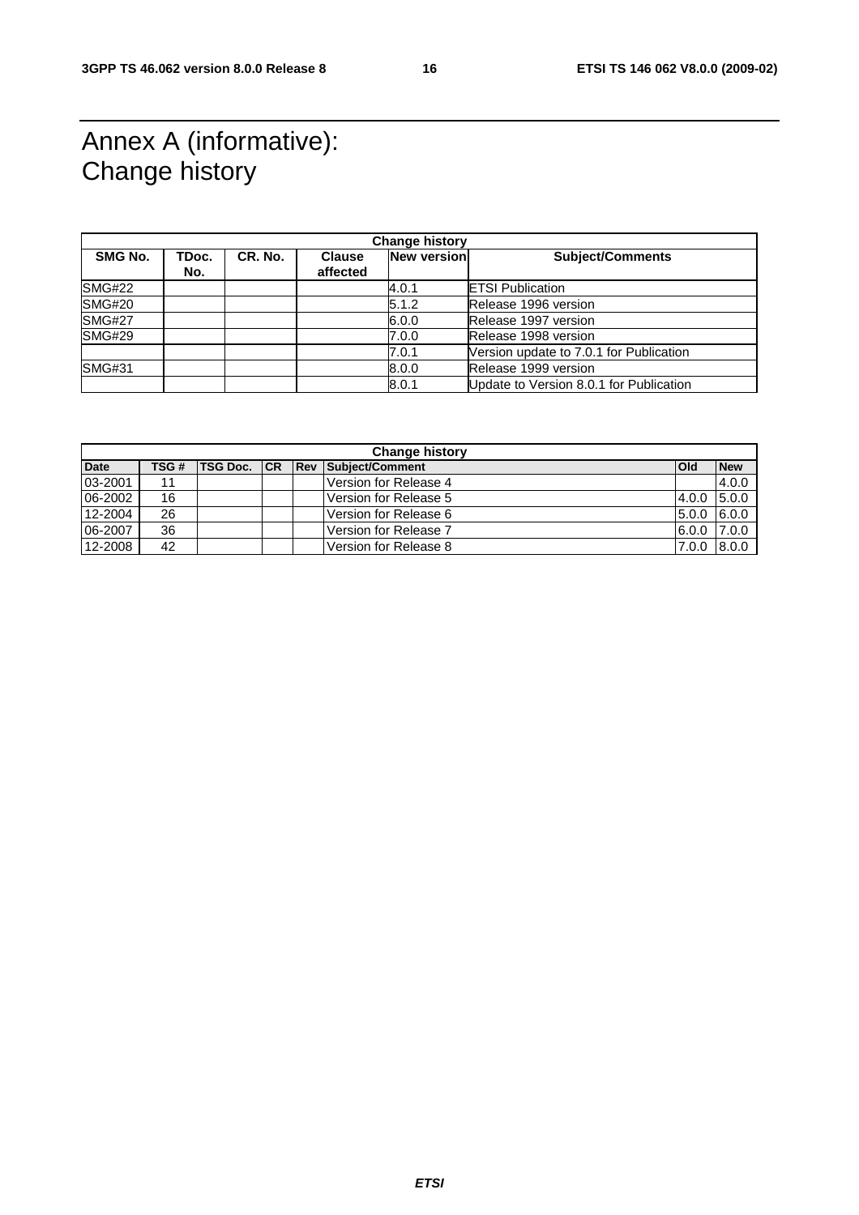# Annex A (informative): Change history

| Change history | | | | | |
|---|---|---|---|---|---|
| **SMG No.** | **TDoc. No.** | **CR. No.** | **Clause affected** | **New version** | **Subject/Comments** |
| SMG#22 | | | | 4.0.1 | ETSI Publication |
| SMG#20 | | | | 5.1.2 | Release 1996 version |
| SMG#27 | | | | 6.0.0 | Release 1997 version |
| SMG#29 | | | | 7.0.0 | Release 1998 version |
| | | | | 7.0.1 | Version update to 7.0.1 for Publication |
| SMG#31 | | | | 8.0.0 | Release 1999 version |
| | | | | 8.0.1 | Update to Version 8.0.1 for Publication |

| Change history | | | | | | | |
|---|---|---|---|---|---|---|---|
| **Date** | **TSG #** | **TSG Doc.** | **CR** | **Rev** | **Subject/Comment** | **Old** | **New** |
| 03-2001 | 11 | | | | Version for Release 4 | | 4.0.0 |
| 06-2002 | 16 | | | | Version for Release 5 | 4.0.0 | 5.0.0 |
| 12-2004 | 26 | | | | Version for Release 6 | 5.0.0 | 6.0.0 |
| 06-2007 | 36 | | | | Version for Release 7 | 6.0.0 | 7.0.0 |
| 12-2008 | 42 | | | | Version for Release 8 | 7.0.0 | 8.0.0 |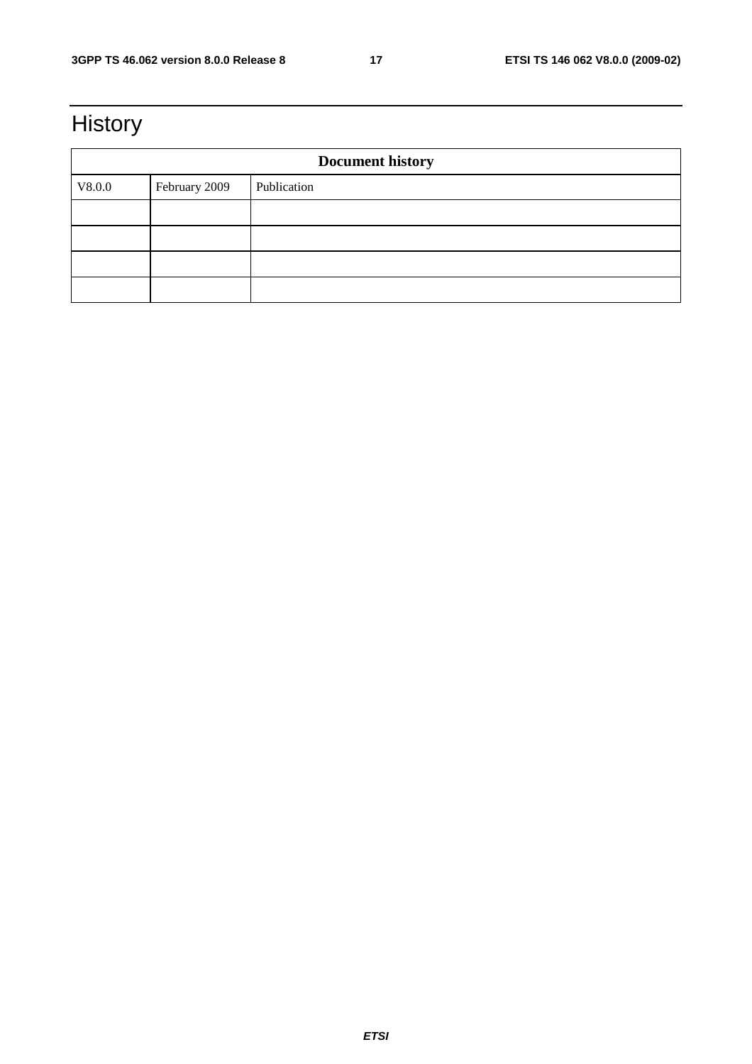# History

| Document history | | |
|---|---|---|
| V8.0.0 | February 2009 | Publication |
| | | |
| | | |
| | | |
| | | |